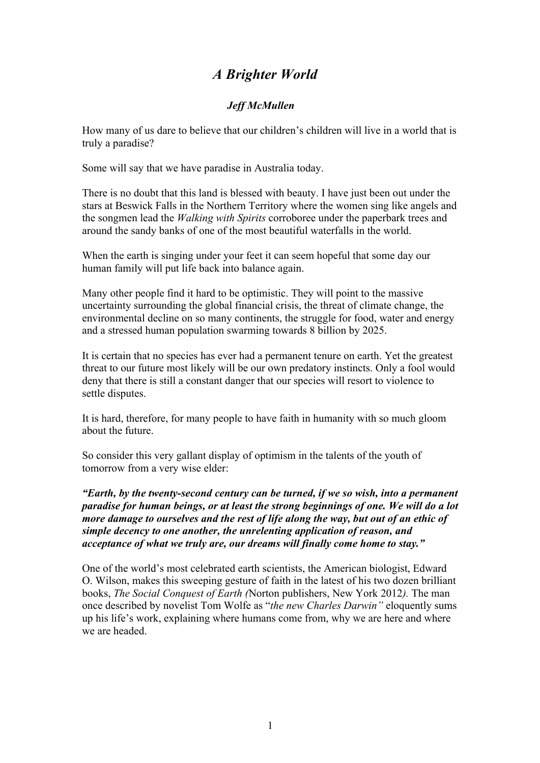# *A Brighter World*

### *Jeff McMullen*

How many of us dare to believe that our children's children will live in a world that is truly a paradise?

Some will say that we have paradise in Australia today.

There is no doubt that this land is blessed with beauty. I have just been out under the stars at Beswick Falls in the Northern Territory where the women sing like angels and the songmen lead the *Walking with Spirits* corroboree under the paperbark trees and around the sandy banks of one of the most beautiful waterfalls in the world.

When the earth is singing under your feet it can seem hopeful that some day our human family will put life back into balance again.

Many other people find it hard to be optimistic. They will point to the massive uncertainty surrounding the global financial crisis, the threat of climate change, the environmental decline on so many continents, the struggle for food, water and energy and a stressed human population swarming towards 8 billion by 2025.

It is certain that no species has ever had a permanent tenure on earth. Yet the greatest threat to our future most likely will be our own predatory instincts. Only a fool would deny that there is still a constant danger that our species will resort to violence to settle disputes.

It is hard, therefore, for many people to have faith in humanity with so much gloom about the future.

So consider this very gallant display of optimism in the talents of the youth of tomorrow from a very wise elder:

***"Earth, by the twenty-second century can be turned, if we so wish, into a permanent paradise for human beings, or at least the strong beginnings of one. We will do a lot more damage to ourselves and the rest of life along the way, but out of an ethic of simple decency to one another, the unrelenting application of reason, and acceptance of what we truly are, our dreams will finally come home to stay."***

One of the world's most celebrated earth scientists, the American biologist, Edward O. Wilson, makes this sweeping gesture of faith in the latest of his two dozen brilliant books, *The Social Conquest of Earth (*Norton publishers, New York 2012*).* The man once described by novelist Tom Wolfe as "*the new Charles Darwin"* eloquently sums up his life's work, explaining where humans come from, why we are here and where we are headed.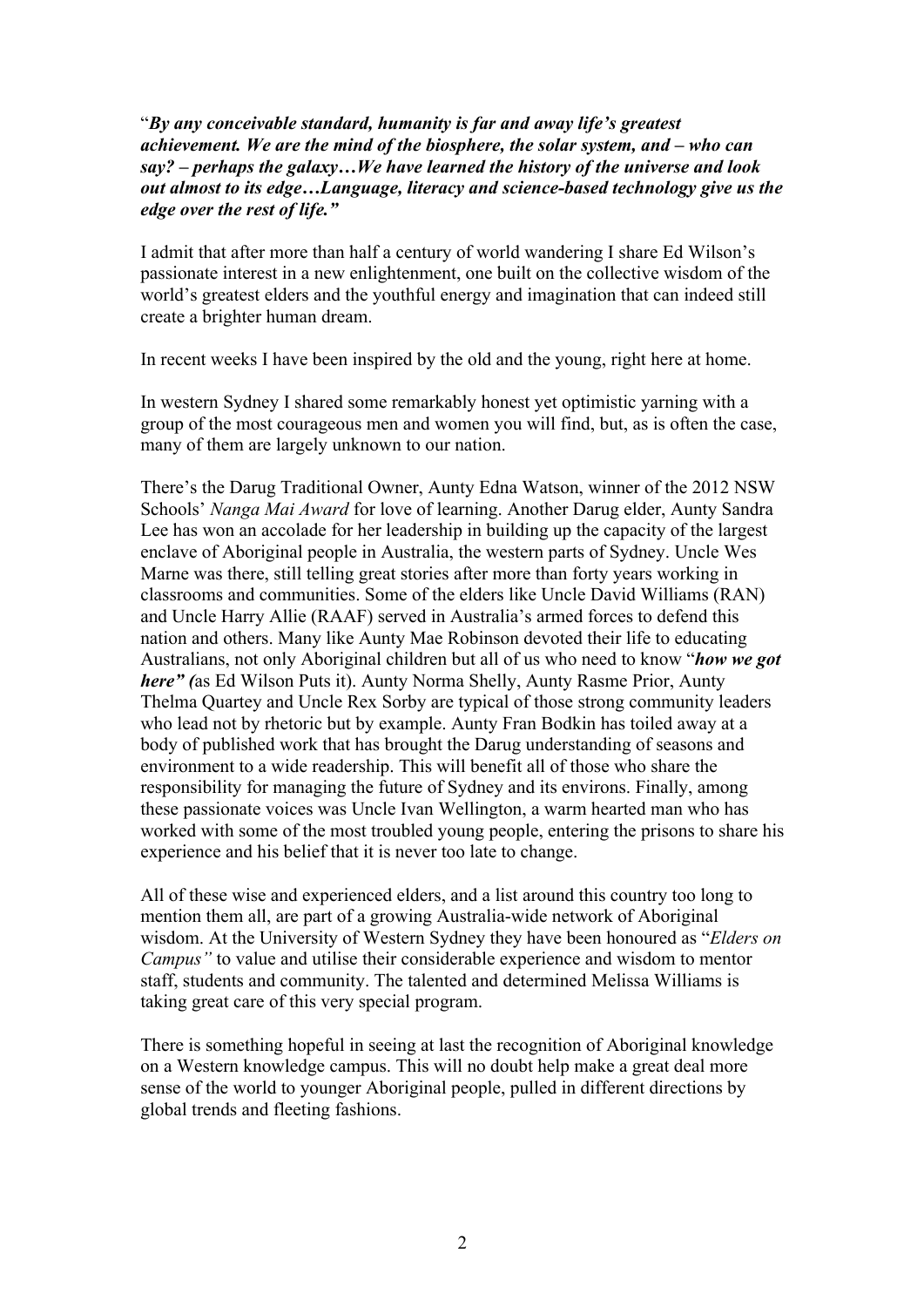"***By any conceivable standard, humanity is far and away life's greatest achievement. We are the mind of the biosphere, the solar system, and – who can say? – perhaps the galaxy…We have learned the history of the universe and look out almost to its edge…Language, literacy and science-based technology give us the edge over the rest of life."***

I admit that after more than half a century of world wandering I share Ed Wilson's passionate interest in a new enlightenment, one built on the collective wisdom of the world's greatest elders and the youthful energy and imagination that can indeed still create a brighter human dream.

In recent weeks I have been inspired by the old and the young, right here at home.

In western Sydney I shared some remarkably honest yet optimistic yarning with a group of the most courageous men and women you will find, but, as is often the case, many of them are largely unknown to our nation.

There's the Darug Traditional Owner, Aunty Edna Watson, winner of the 2012 NSW Schools' *Nanga Mai Award* for love of learning. Another Darug elder, Aunty Sandra Lee has won an accolade for her leadership in building up the capacity of the largest enclave of Aboriginal people in Australia, the western parts of Sydney. Uncle Wes Marne was there, still telling great stories after more than forty years working in classrooms and communities. Some of the elders like Uncle David Williams (RAN) and Uncle Harry Allie (RAAF) served in Australia's armed forces to defend this nation and others. Many like Aunty Mae Robinson devoted their life to educating Australians, not only Aboriginal children but all of us who need to know "***how we got here" (***as Ed Wilson Puts it). Aunty Norma Shelly, Aunty Rasme Prior, Aunty Thelma Quartey and Uncle Rex Sorby are typical of those strong community leaders who lead not by rhetoric but by example. Aunty Fran Bodkin has toiled away at a body of published work that has brought the Darug understanding of seasons and environment to a wide readership. This will benefit all of those who share the responsibility for managing the future of Sydney and its environs. Finally, among these passionate voices was Uncle Ivan Wellington, a warm hearted man who has worked with some of the most troubled young people, entering the prisons to share his experience and his belief that it is never too late to change.

All of these wise and experienced elders, and a list around this country too long to mention them all, are part of a growing Australia-wide network of Aboriginal wisdom. At the University of Western Sydney they have been honoured as "*Elders on Campus"* to value and utilise their considerable experience and wisdom to mentor staff, students and community. The talented and determined Melissa Williams is taking great care of this very special program.

There is something hopeful in seeing at last the recognition of Aboriginal knowledge on a Western knowledge campus. This will no doubt help make a great deal more sense of the world to younger Aboriginal people, pulled in different directions by global trends and fleeting fashions.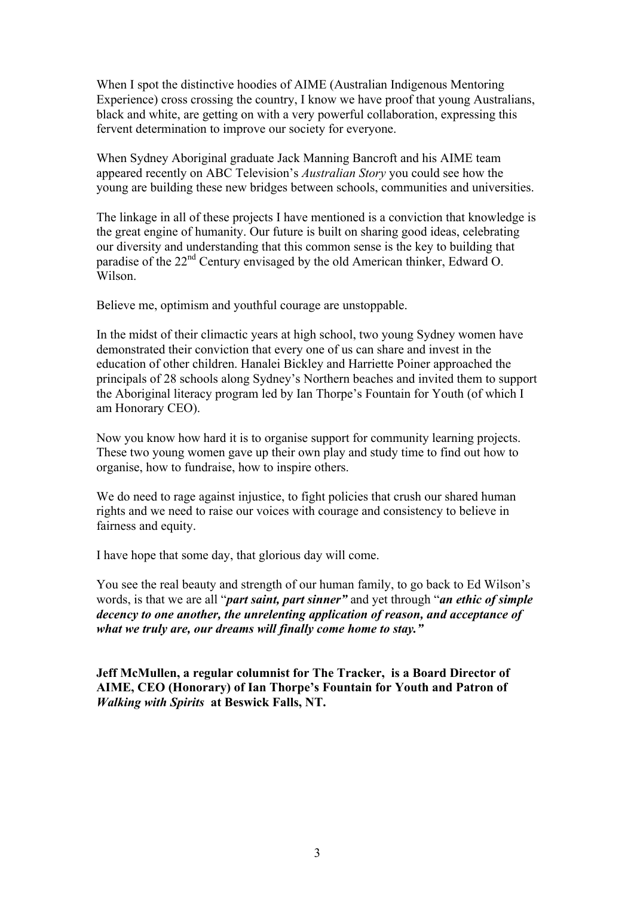When I spot the distinctive hoodies of AIME (Australian Indigenous Mentoring Experience) cross crossing the country, I know we have proof that young Australians, black and white, are getting on with a very powerful collaboration, expressing this fervent determination to improve our society for everyone.

When Sydney Aboriginal graduate Jack Manning Bancroft and his AIME team appeared recently on ABC Television's *Australian Story* you could see how the young are building these new bridges between schools, communities and universities.

The linkage in all of these projects I have mentioned is a conviction that knowledge is the great engine of humanity. Our future is built on sharing good ideas, celebrating our diversity and understanding that this common sense is the key to building that paradise of the 22nd Century envisaged by the old American thinker, Edward O. Wilson.

Believe me, optimism and youthful courage are unstoppable.

In the midst of their climactic years at high school, two young Sydney women have demonstrated their conviction that every one of us can share and invest in the education of other children. Hanalei Bickley and Harriette Poiner approached the principals of 28 schools along Sydney's Northern beaches and invited them to support the Aboriginal literacy program led by Ian Thorpe's Fountain for Youth (of which I am Honorary CEO).

Now you know how hard it is to organise support for community learning projects. These two young women gave up their own play and study time to find out how to organise, how to fundraise, how to inspire others.

We do need to rage against injustice, to fight policies that crush our shared human rights and we need to raise our voices with courage and consistency to believe in fairness and equity.

I have hope that some day, that glorious day will come.

You see the real beauty and strength of our human family, to go back to Ed Wilson's words, is that we are all "***part saint, part sinner"*** and yet through "***an ethic of simple decency to one another, the unrelenting application of reason, and acceptance of what we truly are, our dreams will finally come home to stay."***

**Jeff McMullen, a regular columnist for The Tracker, is a Board Director of AIME, CEO (Honorary) of Ian Thorpe's Fountain for Youth and Patron of *Walking with Spirits* at Beswick Falls, NT.**